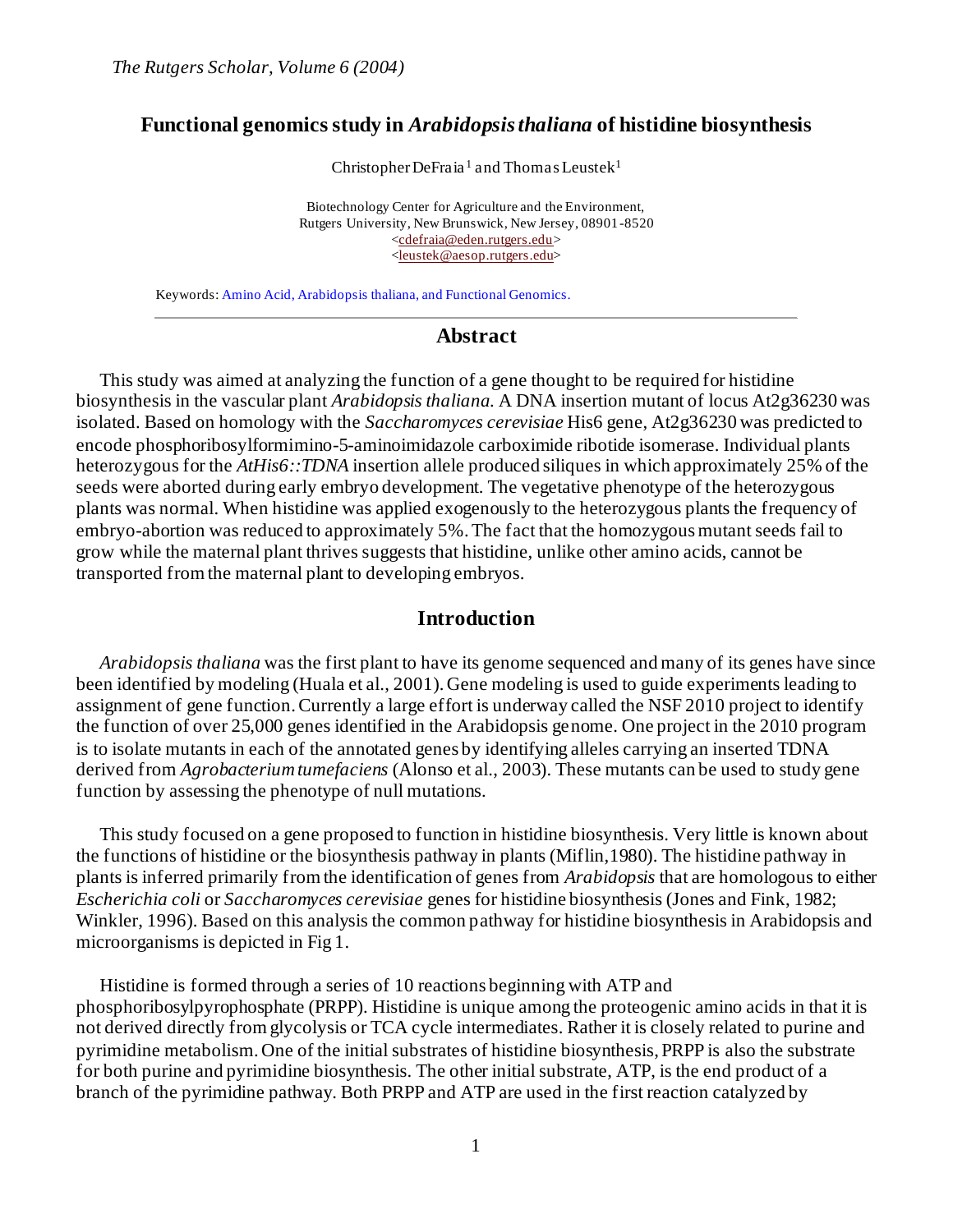# Functional genomics study in *Arabidopsis thaliana* of histidine biosynthesis

Christopher DeFraia[1] and Thomas Leustek[1]

Biotechnology Center for Agriculture and the Environment,
Rutgers University, New Brunswick, New Jersey, 08901-8520
<cdefraia@eden.rutgers.edu>
<leustek@aesop.rutgers.edu>

Keywords: Amino Acid, Arabidopsis thaliana, and Functional Genomics.

## Abstract

This study was aimed at analyzing the function of a gene thought to be required for histidine biosynthesis in the vascular plant *Arabidopsis thaliana.* A DNA insertion mutant of locus At2g36230 was isolated. Based on homology with the *Saccharomyces cerevisiae* His6 gene, At2g36230 was predicted to encode phosphoribosylformimino-5-aminoimidazole carboximide ribotide isomerase. Individual plants heterozygous for the *AtHis6::TDNA* insertion allele produced siliques in which approximately 25% of the seeds were aborted during early embryo development. The vegetative phenotype of the heterozygous plants was normal. When histidine was applied exogenously to the heterozygous plants the frequency of embryo-abortion was reduced to approximately 5%. The fact that the homozygous mutant seeds fail to grow while the maternal plant thrives suggests that histidine, unlike other amino acids, cannot be transported from the maternal plant to developing embryos.

## Introduction

*Arabidopsis thaliana* was the first plant to have its genome sequenced and many of its genes have since been identified by modeling (Huala et al., 2001). Gene modeling is used to guide experiments leading to assignment of gene function. Currently a large effort is underway called the NSF 2010 project to identify the function of over 25,000 genes identified in the Arabidopsis genome. One project in the 2010 program is to isolate mutants in each of the annotated genes by identifying alleles carrying an inserted TDNA derived from *Agrobacterium tumefaciens* (Alonso et al., 2003). These mutants can be used to study gene function by assessing the phenotype of null mutations.

This study focused on a gene proposed to function in histidine biosynthesis. Very little is known about the functions of histidine or the biosynthesis pathway in plants (Miflin,1980). The histidine pathway in plants is inferred primarily from the identification of genes from *Arabidopsis* that are homologous to either *Escherichia coli* or *Saccharomyces cerevisiae* genes for histidine biosynthesis (Jones and Fink, 1982; Winkler, 1996). Based on this analysis the common pathway for histidine biosynthesis in Arabidopsis and microorganisms is depicted in Fig 1.

Histidine is formed through a series of 10 reactions beginning with ATP and phosphoribosylpyrophosphate (PRPP). Histidine is unique among the proteogenic amino acids in that it is not derived directly from glycolysis or TCA cycle intermediates. Rather it is closely related to purine and pyrimidine metabolism. One of the initial substrates of histidine biosynthesis, PRPP is also the substrate for both purine and pyrimidine biosynthesis. The other initial substrate, ATP, is the end product of a branch of the pyrimidine pathway. Both PRPP and ATP are used in the first reaction catalyzed by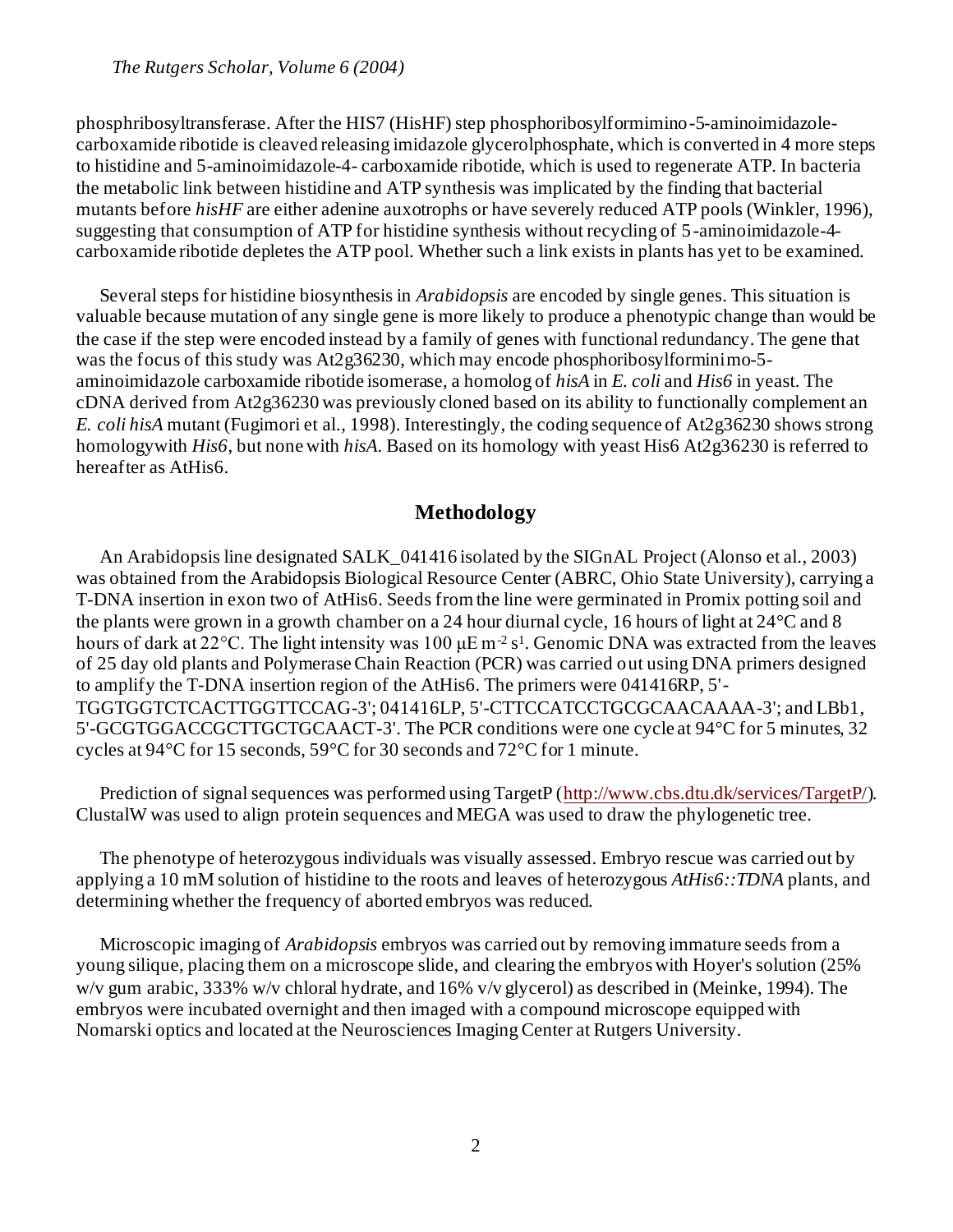phosphribosyltransferase. After the HIS7 (HisHF) step phosphoribosylformimino-5-aminoimidazole-carboxamide ribotide is cleaved releasing imidazole glycerolphosphate, which is converted in 4 more steps to histidine and 5-aminoimidazole-4- carboxamide ribotide, which is used to regenerate ATP. In bacteria the metabolic link between histidine and ATP synthesis was implicated by the finding that bacterial mutants before *hisHF* are either adenine auxotrophs or have severely reduced ATP pools (Winkler, 1996), suggesting that consumption of ATP for histidine synthesis without recycling of 5-aminoimidazole-4-carboxamide ribotide depletes the ATP pool. Whether such a link exists in plants has yet to be examined.

Several steps for histidine biosynthesis in *Arabidopsis* are encoded by single genes. This situation is valuable because mutation of any single gene is more likely to produce a phenotypic change than would be the case if the step were encoded instead by a family of genes with functional redundancy. The gene that was the focus of this study was At2g36230, which may encode phosphoribosylforminimo-5-aminoimidazole carboxamide ribotide isomerase, a homolog of *hisA* in *E. coli* and *His6* in yeast. The cDNA derived from At2g36230 was previously cloned based on its ability to functionally complement an *E. coli hisA* mutant (Fugimori et al., 1998). Interestingly, the coding sequence of At2g36230 shows strong homologywith *His6*, but none with *hisA*. Based on its homology with yeast His6 At2g36230 is referred to hereafter as AtHis6.

## Methodology

An Arabidopsis line designated SALK_041416 isolated by the SIGnAL Project (Alonso et al., 2003) was obtained from the Arabidopsis Biological Resource Center (ABRC, Ohio State University), carrying a T-DNA insertion in exon two of AtHis6. Seeds from the line were germinated in Promix potting soil and the plants were grown in a growth chamber on a 24 hour diurnal cycle, 16 hours of light at 24°C and 8 hours of dark at 22°C. The light intensity was 100 μE $m^{-2}$ $s^{1}$. Genomic DNA was extracted from the leaves of 25 day old plants and Polymerase Chain Reaction (PCR) was carried out using DNA primers designed to amplify the T-DNA insertion region of the AtHis6. The primers were 041416RP, 5'-TGGTGGTCTCACTTGGTTCCAG-3'; 041416LP, 5'-CTTCCATCCTGCGCAACAAAA-3'; and LBb1, 5'-GCGTGGACCGCTTGCTGCAACT-3'. The PCR conditions were one cycle at 94°C for 5 minutes, 32 cycles at 94°C for 15 seconds, 59°C for 30 seconds and 72°C for 1 minute.

Prediction of signal sequences was performed using TargetP (http://www.cbs.dtu.dk/services/TargetP/). ClustalW was used to align protein sequences and MEGA was used to draw the phylogenetic tree.

The phenotype of heterozygous individuals was visually assessed. Embryo rescue was carried out by applying a 10 mM solution of histidine to the roots and leaves of heterozygous *AtHis6::TDNA* plants, and determining whether the frequency of aborted embryos was reduced.

Microscopic imaging of *Arabidopsis* embryos was carried out by removing immature seeds from a young silique, placing them on a microscope slide, and clearing the embryos with Hoyer's solution (25% w/v gum arabic, 333% w/v chloral hydrate, and 16% v/v glycerol) as described in (Meinke, 1994). The embryos were incubated overnight and then imaged with a compound microscope equipped with Nomarski optics and located at the Neurosciences Imaging Center at Rutgers University.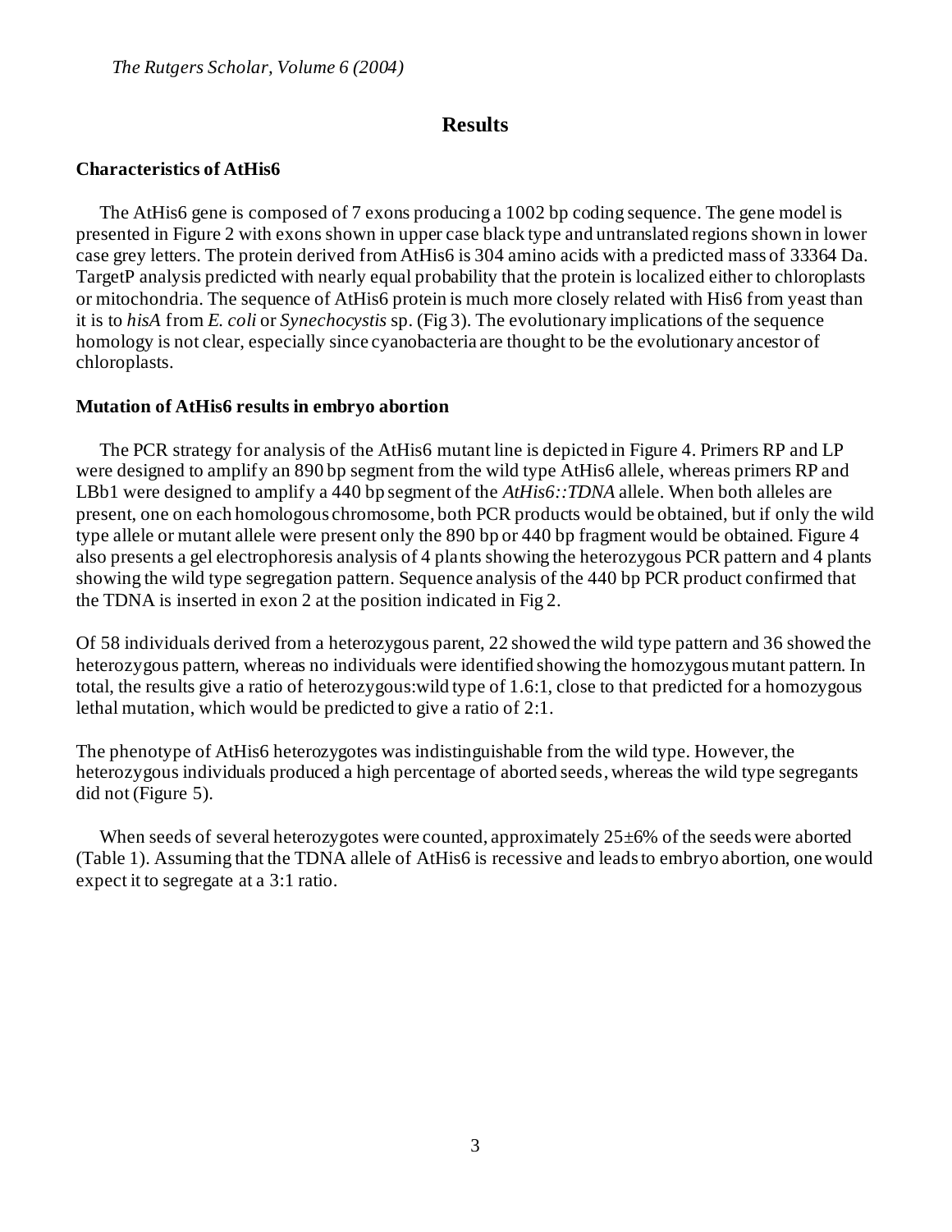## Results

### Characteristics of AtHis6

The AtHis6 gene is composed of 7 exons producing a 1002 bp coding sequence. The gene model is presented in Figure 2 with exons shown in upper case black type and untranslated regions shown in lower case grey letters. The protein derived from AtHis6 is 304 amino acids with a predicted mass of 33364 Da. TargetP analysis predicted with nearly equal probability that the protein is localized either to chloroplasts or mitochondria. The sequence of AtHis6 protein is much more closely related with His6 from yeast than it is to *hisA* from *E. coli* or *Synechocystis* sp. (Fig 3). The evolutionary implications of the sequence homology is not clear, especially since cyanobacteria are thought to be the evolutionary ancestor of chloroplasts.

### Mutation of AtHis6 results in embryo abortion

The PCR strategy for analysis of the AtHis6 mutant line is depicted in Figure 4. Primers RP and LP were designed to amplify an 890 bp segment from the wild type AtHis6 allele, whereas primers RP and LBb1 were designed to amplify a 440 bp segment of the *AtHis6::TDNA* allele. When both alleles are present, one on each homologous chromosome, both PCR products would be obtained, but if only the wild type allele or mutant allele were present only the 890 bp or 440 bp fragment would be obtained. Figure 4 also presents a gel electrophoresis analysis of 4 plants showing the heterozygous PCR pattern and 4 plants showing the wild type segregation pattern. Sequence analysis of the 440 bp PCR product confirmed that the TDNA is inserted in exon 2 at the position indicated in Fig 2.

Of 58 individuals derived from a heterozygous parent, 22 showed the wild type pattern and 36 showed the heterozygous pattern, whereas no individuals were identified showing the homozygous mutant pattern. In total, the results give a ratio of heterozygous:wild type of 1.6:1, close to that predicted for a homozygous lethal mutation, which would be predicted to give a ratio of 2:1.

The phenotype of AtHis6 heterozygotes was indistinguishable from the wild type. However, the heterozygous individuals produced a high percentage of aborted seeds, whereas the wild type segregants did not (Figure 5).

When seeds of several heterozygotes were counted, approximately 25±6% of the seeds were aborted (Table 1). Assuming that the TDNA allele of AtHis6 is recessive and leads to embryo abortion, one would expect it to segregate at a 3:1 ratio.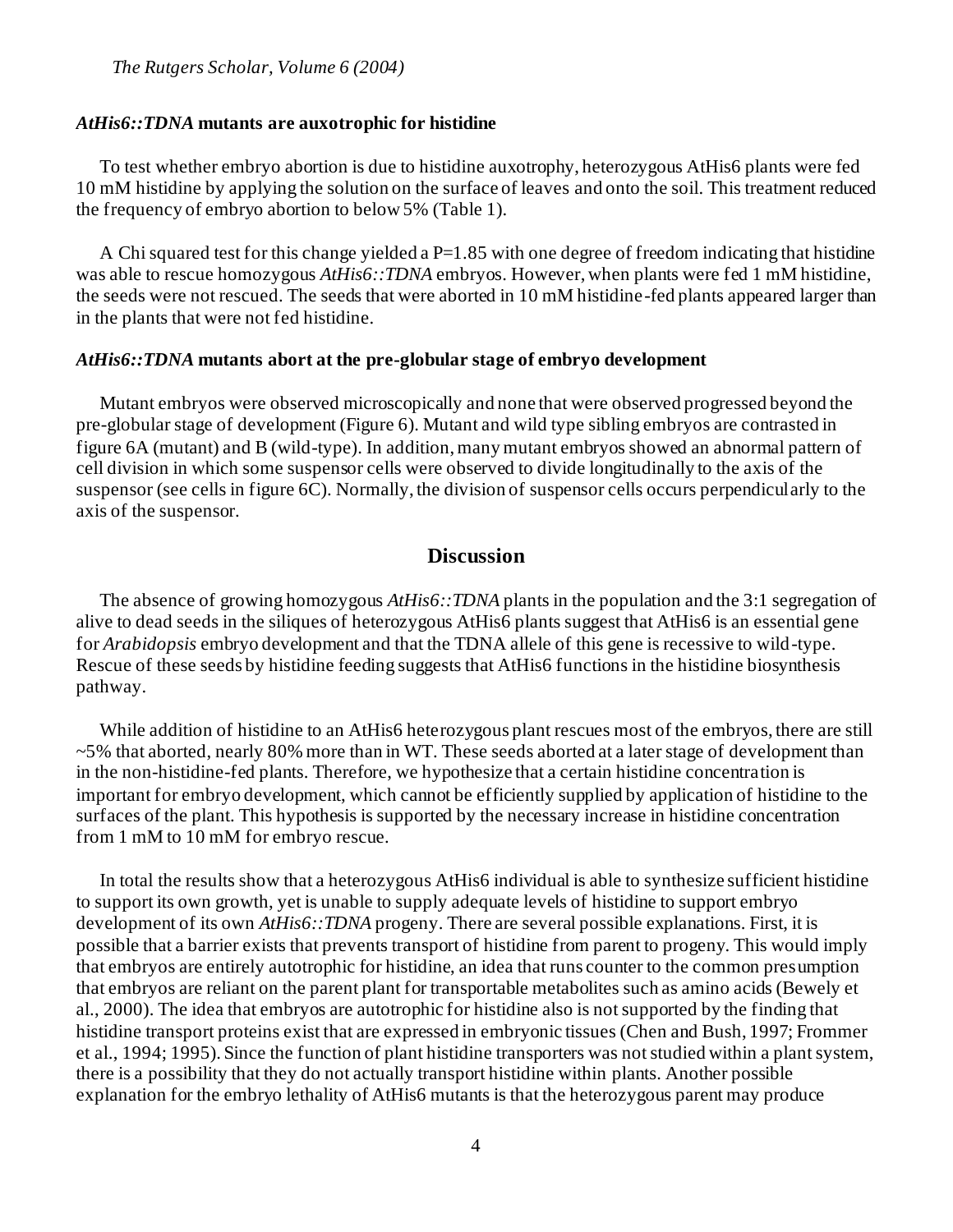### *AtHis6::TDNA* mutants are auxotrophic for histidine

To test whether embryo abortion is due to histidine auxotrophy, heterozygous AtHis6 plants were fed 10 mM histidine by applying the solution on the surface of leaves and onto the soil. This treatment reduced the frequency of embryo abortion to below 5% (Table 1).

A Chi squared test for this change yielded a P=1.85 with one degree of freedom indicating that histidine was able to rescue homozygous *AtHis6::TDNA* embryos. However, when plants were fed 1 mM histidine, the seeds were not rescued. The seeds that were aborted in 10 mM histidine-fed plants appeared larger than in the plants that were not fed histidine.

### *AtHis6::TDNA* mutants abort at the pre-globular stage of embryo development

Mutant embryos were observed microscopically and none that were observed progressed beyond the pre-globular stage of development (Figure 6). Mutant and wild type sibling embryos are contrasted in figure 6A (mutant) and B (wild-type). In addition, many mutant embryos showed an abnormal pattern of cell division in which some suspensor cells were observed to divide longitudinally to the axis of the suspensor (see cells in figure 6C). Normally, the division of suspensor cells occurs perpendicularly to the axis of the suspensor.

## Discussion

The absence of growing homozygous *AtHis6::TDNA* plants in the population and the 3:1 segregation of alive to dead seeds in the siliques of heterozygous AtHis6 plants suggest that AtHis6 is an essential gene for *Arabidopsis* embryo development and that the TDNA allele of this gene is recessive to wild-type. Rescue of these seeds by histidine feeding suggests that AtHis6 functions in the histidine biosynthesis pathway.

While addition of histidine to an AtHis6 heterozygous plant rescues most of the embryos, there are still ~5% that aborted, nearly 80% more than in WT. These seeds aborted at a later stage of development than in the non-histidine-fed plants. Therefore, we hypothesize that a certain histidine concentration is important for embryo development, which cannot be efficiently supplied by application of histidine to the surfaces of the plant. This hypothesis is supported by the necessary increase in histidine concentration from 1 mM to 10 mM for embryo rescue.

In total the results show that a heterozygous AtHis6 individual is able to synthesize sufficient histidine to support its own growth, yet is unable to supply adequate levels of histidine to support embryo development of its own *AtHis6::TDNA* progeny. There are several possible explanations. First, it is possible that a barrier exists that prevents transport of histidine from parent to progeny. This would imply that embryos are entirely autotrophic for histidine, an idea that runs counter to the common presumption that embryos are reliant on the parent plant for transportable metabolites such as amino acids (Bewely et al., 2000). The idea that embryos are autotrophic for histidine also is not supported by the finding that histidine transport proteins exist that are expressed in embryonic tissues (Chen and Bush, 1997; Frommer et al., 1994; 1995). Since the function of plant histidine transporters was not studied within a plant system, there is a possibility that they do not actually transport histidine within plants. Another possible explanation for the embryo lethality of AtHis6 mutants is that the heterozygous parent may produce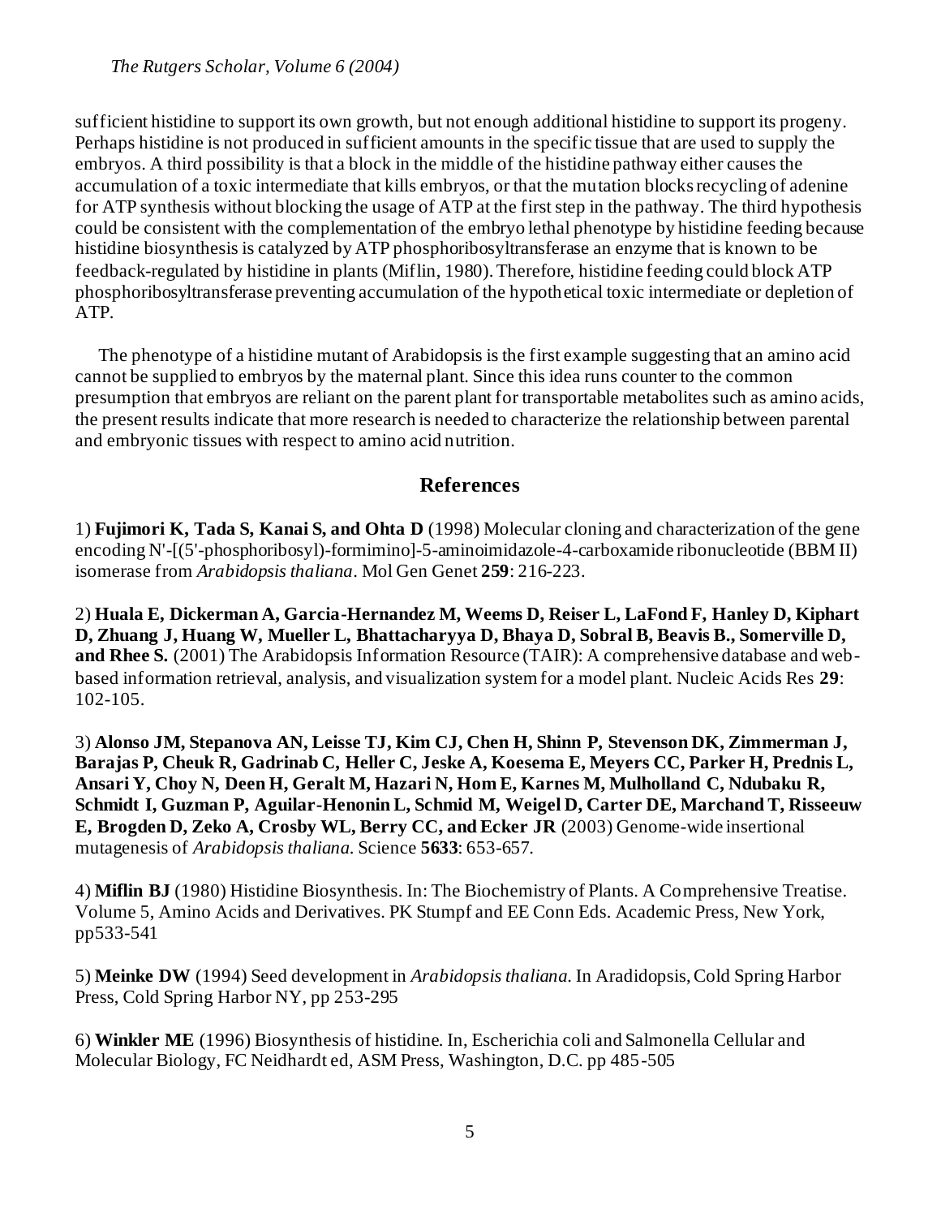sufficient histidine to support its own growth, but not enough additional histidine to support its progeny. Perhaps histidine is not produced in sufficient amounts in the specific tissue that are used to supply the embryos. A third possibility is that a block in the middle of the histidine pathway either causes the accumulation of a toxic intermediate that kills embryos, or that the mutation blocks recycling of adenine for ATP synthesis without blocking the usage of ATP at the first step in the pathway. The third hypothesis could be consistent with the complementation of the embryo lethal phenotype by histidine feeding because histidine biosynthesis is catalyzed by ATP phosphoribosyltransferase an enzyme that is known to be feedback-regulated by histidine in plants (Miflin, 1980). Therefore, histidine feeding could block ATP phosphoribosyltransferase preventing accumulation of the hypothetical toxic intermediate or depletion of ATP.

The phenotype of a histidine mutant of Arabidopsis is the first example suggesting that an amino acid cannot be supplied to embryos by the maternal plant. Since this idea runs counter to the common presumption that embryos are reliant on the parent plant for transportable metabolites such as amino acids, the present results indicate that more research is needed to characterize the relationship between parental and embryonic tissues with respect to amino acid nutrition.

## References

1) **Fujimori K, Tada S, Kanai S, and Ohta D** (1998) Molecular cloning and characterization of the gene encoding N'-[(5'-phosphoribosyl)-formimino]-5-aminoimidazole-4-carboxamide ribonucleotide (BBM II) isomerase from *Arabidopsis thaliana*. Mol Gen Genet **259**: 216-223.

2) **Huala E, Dickerman A, Garcia-Hernandez M, Weems D, Reiser L, LaFond F, Hanley D, Kiphart D, Zhuang J, Huang W, Mueller L, Bhattacharyya D, Bhaya D, Sobral B, Beavis B., Somerville D, and Rhee S.** (2001) The Arabidopsis Information Resource (TAIR): A comprehensive database and web-based information retrieval, analysis, and visualization system for a model plant. Nucleic Acids Res **29**: 102-105.

3) **Alonso JM, Stepanova AN, Leisse TJ, Kim CJ, Chen H, Shinn P, Stevenson DK, Zimmerman J, Barajas P, Cheuk R, Gadrinab C, Heller C, Jeske A, Koesema E, Meyers CC, Parker H, Prednis L, Ansari Y, Choy N, Deen H, Geralt M, Hazari N, Hom E, Karnes M, Mulholland C, Ndubaku R, Schmidt I, Guzman P, Aguilar-Henonin L, Schmid M, Weigel D, Carter DE, Marchand T, Risseeuw E, Brogden D, Zeko A, Crosby WL, Berry CC, and Ecker JR** (2003) Genome-wide insertional mutagenesis of *Arabidopsis thaliana*. Science **5633**: 653-657.

4) **Miflin BJ** (1980) Histidine Biosynthesis. In: The Biochemistry of Plants. A Comprehensive Treatise. Volume 5, Amino Acids and Derivatives. PK Stumpf and EE Conn Eds. Academic Press, New York, pp533-541

5) **Meinke DW** (1994) Seed development in *Arabidopsis thaliana*. In Aradidopsis, Cold Spring Harbor Press, Cold Spring Harbor NY, pp 253-295

6) **Winkler ME** (1996) Biosynthesis of histidine. In, Escherichia coli and Salmonella Cellular and Molecular Biology, FC Neidhardt ed, ASM Press, Washington, D.C. pp 485-505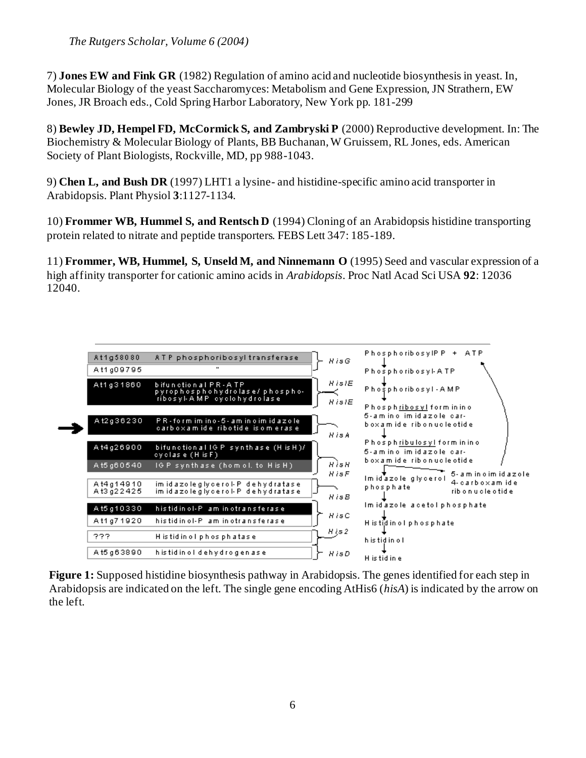7) **Jones EW and Fink GR** (1982) Regulation of amino acid and nucleotide biosynthesis in yeast. In, Molecular Biology of the yeast Saccharomyces: Metabolism and Gene Expression, JN Strathern, EW Jones, JR Broach eds., Cold Spring Harbor Laboratory, New York pp. 181-299

8) **Bewley JD, Hempel FD, McCormick S, and Zambryski P** (2000) Reproductive development. In: The Biochemistry & Molecular Biology of Plants, BB Buchanan, W Gruissem, RL Jones, eds. American Society of Plant Biologists, Rockville, MD, pp 988-1043.

9) **Chen L, and Bush DR** (1997) LHT1 a lysine- and histidine-specific amino acid transporter in Arabidopsis. Plant Physiol **3**:1127-1134.

10) **Frommer WB, Hummel S, and Rentsch D** (1994) Cloning of an Arabidopsis histidine transporting protein related to nitrate and peptide transporters. FEBS Lett 347: 185-189.

11) **Frommer, WB, Hummel, S, Unseld M, and Ninnemann O** (1995) Seed and vascular expression of a high affinity transporter for cationic amino acids in *Arabidopsis*. Proc Natl Acad Sci USA **92**: 12036 12040.

| Gene | Enzyme | Gene name |
|---|---|---|
| At1g58080 | ATP phosphoribosyl transferase | HisG |
| At1g09795 | " | |
| At1g31860 | bifunctional PR-ATP pyrophosphohydrolase/ phosphoribosyl-AMP cyclohydrolase | HisIE |
| → At2g36230 | PR-formimino-5-aminoimidazole carboxamide ribotide isomerase | HisA |
| At4g26900 | bifunctional IGP synthase (HisH)/ cyclase (HisF) | HisH / HisF |
| At5g60540 | IGP synthase (homol. to HisH) | |
| At4g14910 | imidazoleglycerol-P dehydratase | HisB |
| At3g22425 | imidazoleglycerol-P dehydratase | |
| At5g10330 | histidinol-P aminotransferase | HisC |
| At1g71920 | histidinol-P aminotransferase | |
| ??? | Histidinol phosphatase | His2 |
| At5g63890 | histidinol dehydrogenase | HisD |

Pathway: PhosphoribosylPP + ATP → Phosphoribosyl-ATP → Phosphoribosyl-AMP → Phosph<u>ribosyl</u>formimino 5-amino imidazole carboxamide ribonucleotide → Phosph<u>ribulosyl</u>formimino 5-amino imidazole carboxamide ribonucleotide → Imidazole glycerol phosphate (+ 5-aminoimidazole 4-carboxamide ribonucleotide) → Imidazole acetol phosphate → Histidinol phosphate → histidinol → Histidine

**Figure 1:** Supposed histidine biosynthesis pathway in Arabidopsis. The genes identified for each step in Arabidopsis are indicated on the left. The single gene encoding AtHis6 (*hisA*) is indicated by the arrow on the left.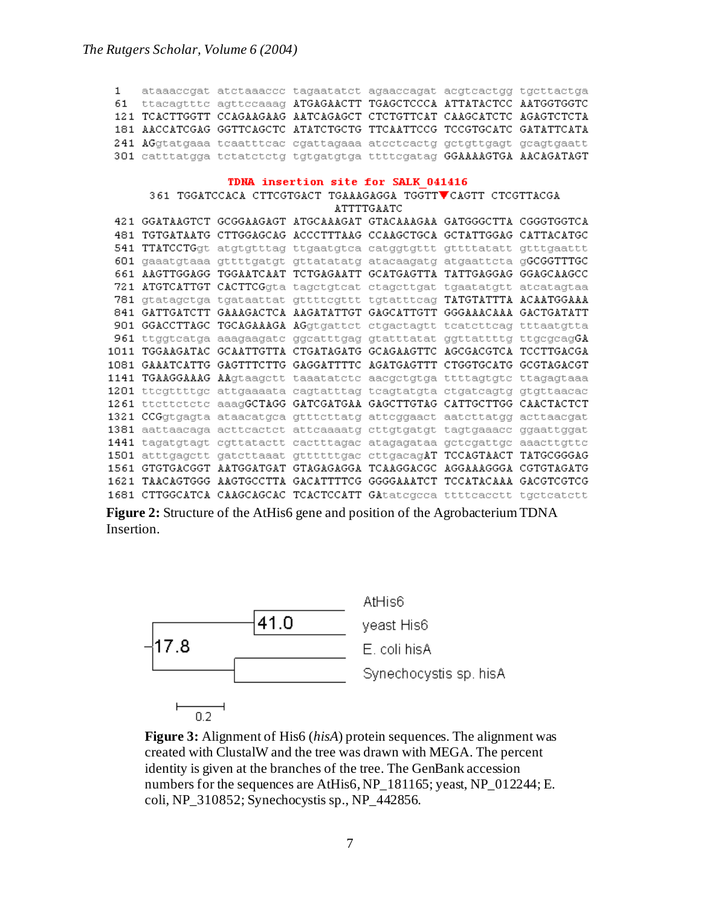```
1    ataaaccgat atctaaaccc tagaatatct agaaccagat acgtcactgg tgcttactga
61   ttacagtttc agttccaaag ATGAGAACTT TGAGCTCCCA ATTATACTCC AATGGTGGTC
121  TCACTTGGTT CCAGAAGAAG AATCAGAGCT CTCTGTTCAT CAAGCATCTC AGAGTCTCTA
181  AACCATCGAG GGTTCAGCTC ATATCTGCTG TTCAATTCCG TCCGTGCATC GATATTCATA
241  AGgtatgaaa tcaatttcac cgattagaaa atcctcactg gctgttgagt gcagtgaatt
301  catttatgga tctatctctg tgtgatgtga ttttcgatag GGAAAAGTGA AACAGATAGT

              TDNA insertion site for SALK_041416
361  TGGATCCACA CTTCGTGACT TGAAAGAGGA TGGTT▼CAGTT CTCGTTACGA
                           ATTTTGAATC
421  GGATAAGTCT GCGGAAGAGT ATGCAAAGAT GTACAAAGAA GATGGGCTTA CGGGTGGTCA
481  TGTGATAATG CTTGGAGCAG ACCCTTTAAG CCAAGCTGCA GCTATTGGAG CATTACATGC
541  TTATCCTGgt atgtgtttag ttgaatgtca catggtgttt gttttatatt gtttgaattt
601  gaaatgtaaa gttttgatgt gttatatatg atacaagatg atgaattcta gGCGGTTTGC
661  AAGTTGGAGG TGGAATCAAT TCTGAGAATT GCATGAGTTA TATTGAGGAG GGAGCAAGCC
721  ATGTCATTGT CACTTCGGta tagctgtcat ctagcttgat tgaatatgtt atcatagtaa
781  gtatagctga tgataattat gttttcgttt tgtatttcag TATGTATTTA ACAATGGAAA
841  GATTGATCTT GAAAGACTCA AAGATATTGT GAGCATTGTT GGGAAACAAA GACTGATATT
901  GGACCTTAGC TGCAGAAAGA AGgtgattct ctgactagtt tcatcttcag tttaatgtta
961  ttggtcatga aaagaagatc ggcatttgag gtatttatat ggttattttg ttgcgcagGA
1011 TGGAAGATAC GCAATTGTTA CTGATAGATG GCAGAAGTTC AGCGACGTCA TCCTTGACGA
1081 GAAATCATTG GAGTTTCTTG GAGGATTTTC AGATGAGTTT CTGGTGCATG GCGTAGACGT
1141 TGAAGGAAAG AAgtaagctt taaatatctc aacgctgtga ttttagtgtc ttagagtaaa
1201 ttcgttttgc attgaaaata cagtatttag tcagtatgta ctgatcagtg gtgttaacac
1261 ttcttctctc aaagGCTAGG GATCGATGAA GAGCTTGTAG CATTGCTTGG CAACTACTCT
1321 CCGgtgagta ataacatgca gtttcttatg attcggaact aatcttatgg acttaacgat
1381 aattaacaga acttcactct attcaaaatg cttgtgatgt tagtgaaacc ggaattggat
1441 tagatgtagt cgttatactt cactttagac atagagataa gctcgattgc aaacttgttc
1501 atttgagctt gatcttaaat gttttttgac cttgacagAT TCCAGTAACT TATGCGGGAG
1561 GTGTGACGGT AATGGATGAT GTAGAGAGGA TCAAGGACGC AGGAAAGGGA CGTGTAGATG
1621 TAACAGTGGG AAGTGCCTTA GACATTTTCG GGGGAAATCT TCCATACAAA GACGTCGTCG
1681 CTTGGCATCA CAAGCAGCAC TCACTCCATT GAtatcgcca ttttcacctt tgctcatctt
```

**Figure 2:** Structure of the AtHis6 gene and position of the Agrobacterium TDNA Insertion.

**Figure 3:** Alignment of His6 (*hisA*) protein sequences. The alignment was created with ClustalW and the tree was drawn with MEGA. The percent identity is given at the branches of the tree. The GenBank accession numbers for the sequences are AtHis6, NP_181165; yeast, NP_012244; E. coli, NP_310852; Synechocystis sp., NP_442856.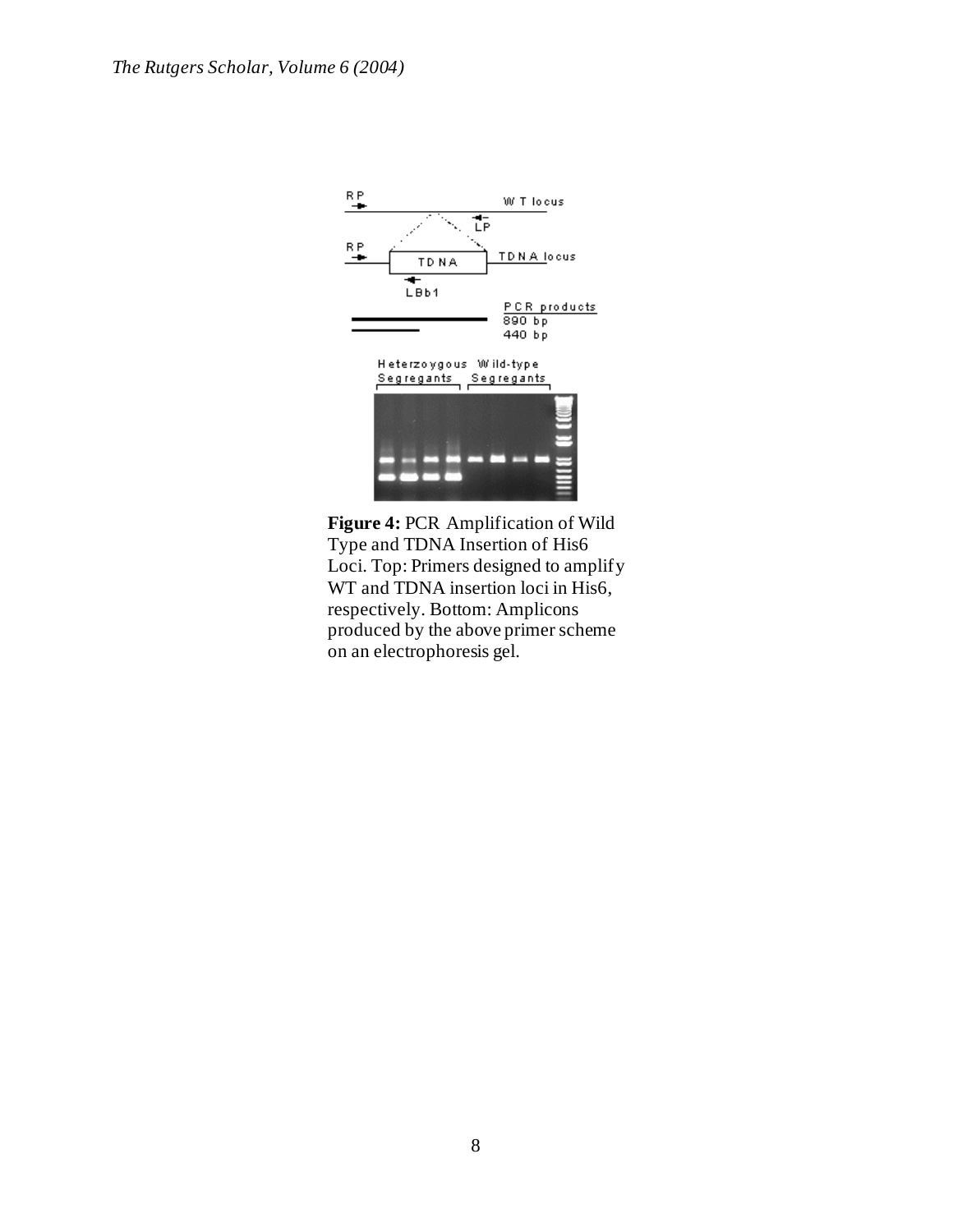**Figure 4:** PCR Amplification of Wild Type and TDNA Insertion of His6 Loci. Top: Primers designed to amplify WT and TDNA insertion loci in His6, respectively. Bottom: Amplicons produced by the above primer scheme on an electrophoresis gel.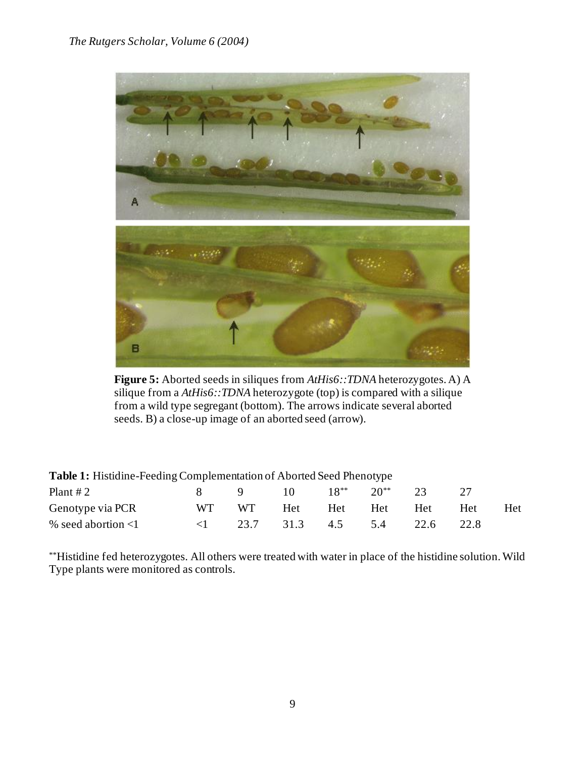**Figure 5:** Aborted seeds in siliques from *AtHis6::TDNA* heterozygotes. A) A silique from a *AtHis6::TDNA* heterozygote (top) is compared with a silique from a wild type segregant (bottom). The arrows indicate several aborted seeds. B) a close-up image of an aborted seed (arrow).

**Table 1:** Histidine-Feeding Complementation of Aborted Seed Phenotype

| Plant # 2 | 8 | 9 | 10 | 18** | 20** | 23 | 27 | |
|---|---|---|---|---|---|---|---|---|
| Genotype via PCR | WT | WT | Het | Het | Het | Het | Het | Het |
| % seed abortion <1 | <1 | 23.7 | 31.3 | 4.5 | 5.4 | 22.6 | 22.8 | |

**Histidine fed heterozygotes. All others were treated with water in place of the histidine solution. Wild Type plants were monitored as controls.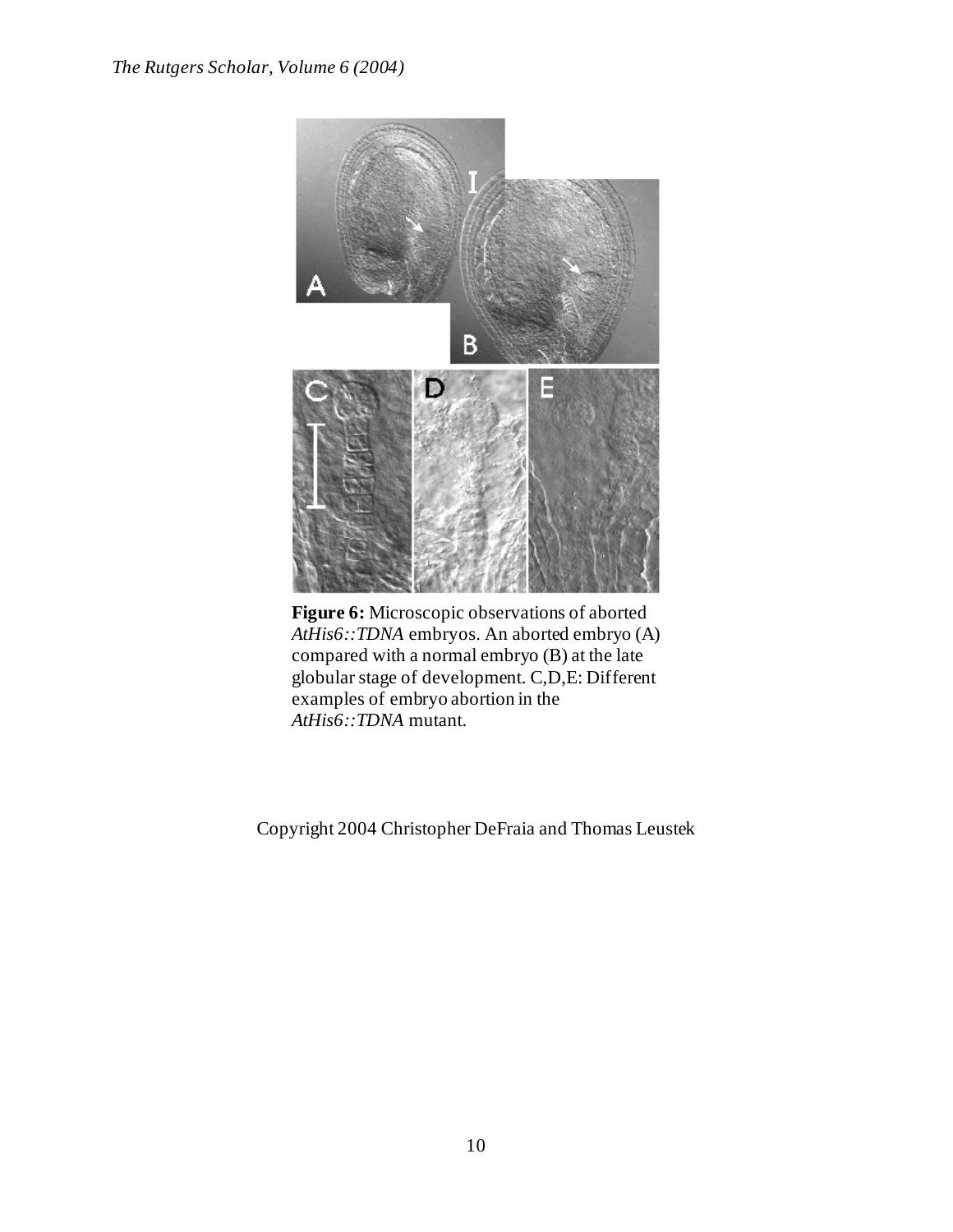**Figure 6:** Microscopic observations of aborted *AtHis6::TDNA* embryos. An aborted embryo (A) compared with a normal embryo (B) at the late globular stage of development. C,D,E: Different examples of embryo abortion in the *AtHis6::TDNA* mutant.

Copyright 2004 Christopher DeFraia and Thomas Leustek